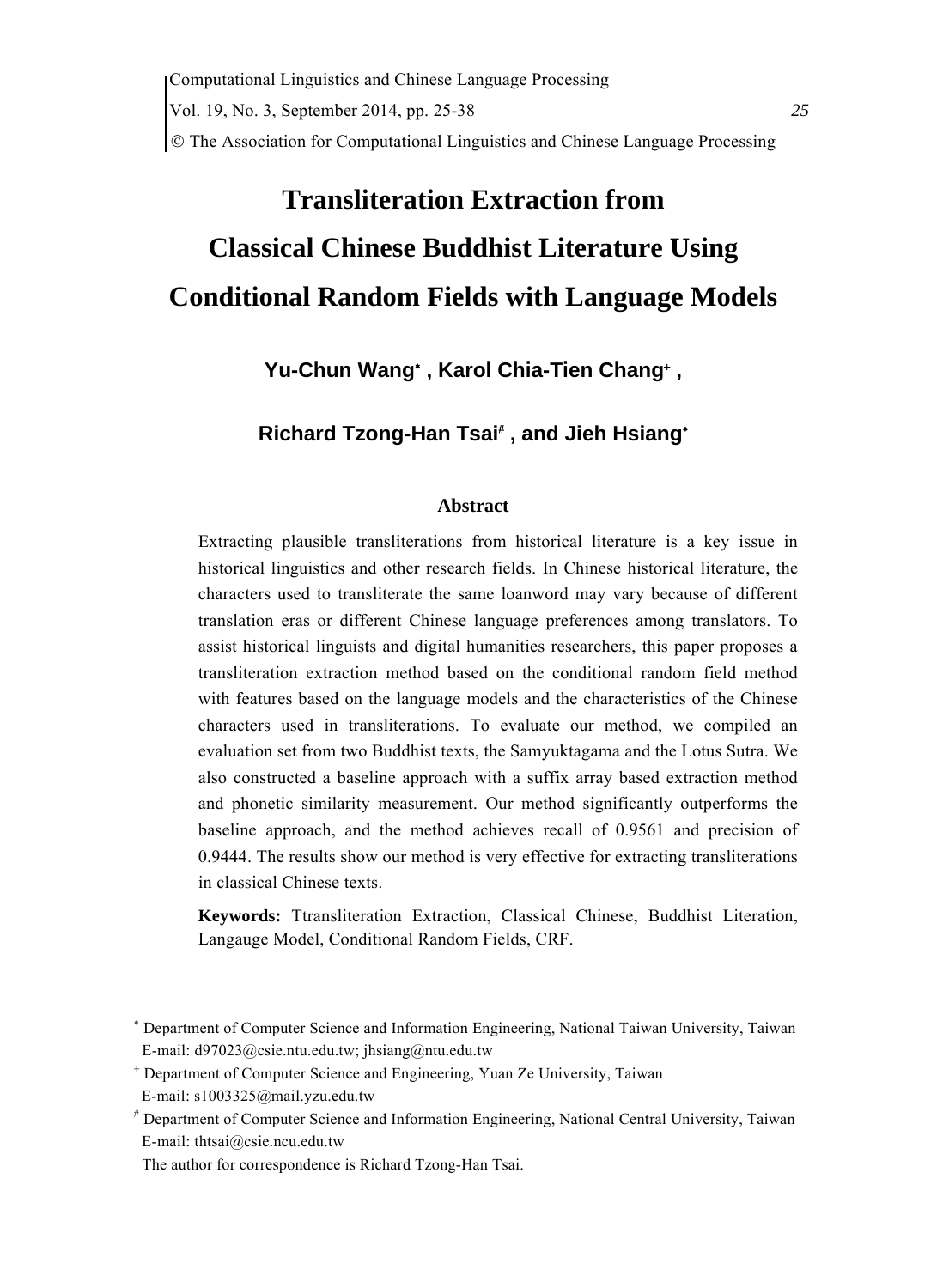# Transliteration Extraction from Classical Chinese Buddhist Literature Using Conditional Random Fields with Language Models

**Yu-Chun Wang[*], Karol Chia-Tien Chang[+], Richard Tzong-Han Tsai[#], and Jieh Hsiang[*]**

## Abstract

Extracting plausible transliterations from historical literature is a key issue in historical linguistics and other research fields. In Chinese historical literature, the characters used to transliterate the same loanword may vary because of different translation eras or different Chinese language preferences among translators. To assist historical linguists and digital humanities researchers, this paper proposes a transliteration extraction method based on the conditional random field method with features based on the language models and the characteristics of the Chinese characters used in transliterations. To evaluate our method, we compiled an evaluation set from two Buddhist texts, the Samyuktagama and the Lotus Sutra. We also constructed a baseline approach with a suffix array based extraction method and phonetic similarity measurement. Our method significantly outperforms the baseline approach, and the method achieves recall of 0.9561 and precision of 0.9444. The results show our method is very effective for extracting transliterations in classical Chinese texts.

**Keywords:** Ttransliteration Extraction, Classical Chinese, Buddhist Literation, Langauge Model, Conditional Random Fields, CRF.

---

[*] Department of Computer Science and Information Engineering, National Taiwan University, Taiwan
E-mail: d97023@csie.ntu.edu.tw; jhsiang@ntu.edu.tw

[+] Department of Computer Science and Engineering, Yuan Ze University, Taiwan
E-mail: s1003325@mail.yzu.edu.tw

[#] Department of Computer Science and Information Engineering, National Central University, Taiwan
E-mail: thtsai@csie.ncu.edu.tw

The author for correspondence is Richard Tzong-Han Tsai.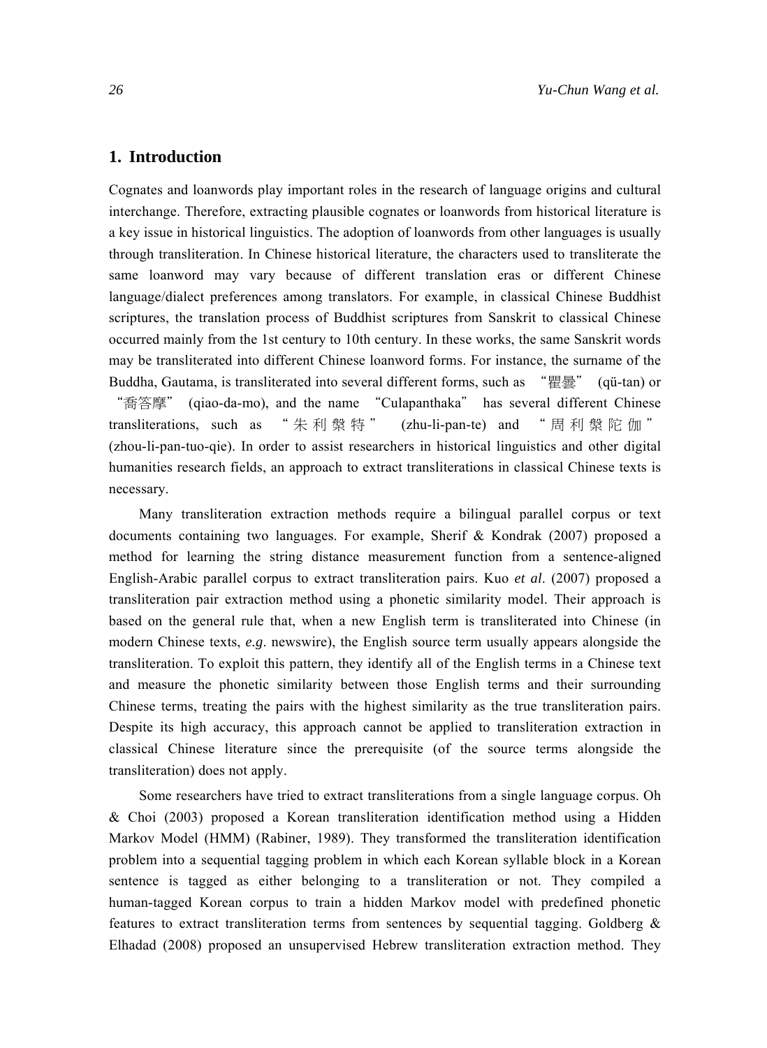## 1. Introduction

Cognates and loanwords play important roles in the research of language origins and cultural interchange. Therefore, extracting plausible cognates or loanwords from historical literature is a key issue in historical linguistics. The adoption of loanwords from other languages is usually through transliteration. In Chinese historical literature, the characters used to transliterate the same loanword may vary because of different translation eras or different Chinese language/dialect preferences among translators. For example, in classical Chinese Buddhist scriptures, the translation process of Buddhist scriptures from Sanskrit to classical Chinese occurred mainly from the 1st century to 10th century. In these works, the same Sanskrit words may be transliterated into different Chinese loanword forms. For instance, the surname of the Buddha, Gautama, is transliterated into several different forms, such as "瞿曇" (qü-tan) or "喬答摩" (qiao-da-mo), and the name "Culapanthaka" has several different Chinese transliterations, such as "朱利槃特" (zhu-li-pan-te) and "周利槃陀伽" (zhou-li-pan-tuo-qie). In order to assist researchers in historical linguistics and other digital humanities research fields, an approach to extract transliterations in classical Chinese texts is necessary.

Many transliteration extraction methods require a bilingual parallel corpus or text documents containing two languages. For example, Sherif & Kondrak (2007) proposed a method for learning the string distance measurement function from a sentence-aligned English-Arabic parallel corpus to extract transliteration pairs. Kuo *et al*. (2007) proposed a transliteration pair extraction method using a phonetic similarity model. Their approach is based on the general rule that, when a new English term is transliterated into Chinese (in modern Chinese texts, *e.g*. newswire), the English source term usually appears alongside the transliteration. To exploit this pattern, they identify all of the English terms in a Chinese text and measure the phonetic similarity between those English terms and their surrounding Chinese terms, treating the pairs with the highest similarity as the true transliteration pairs. Despite its high accuracy, this approach cannot be applied to transliteration extraction in classical Chinese literature since the prerequisite (of the source terms alongside the transliteration) does not apply.

Some researchers have tried to extract transliterations from a single language corpus. Oh & Choi (2003) proposed a Korean transliteration identification method using a Hidden Markov Model (HMM) (Rabiner, 1989). They transformed the transliteration identification problem into a sequential tagging problem in which each Korean syllable block in a Korean sentence is tagged as either belonging to a transliteration or not. They compiled a human-tagged Korean corpus to train a hidden Markov model with predefined phonetic features to extract transliteration terms from sentences by sequential tagging. Goldberg & Elhadad (2008) proposed an unsupervised Hebrew transliteration extraction method. They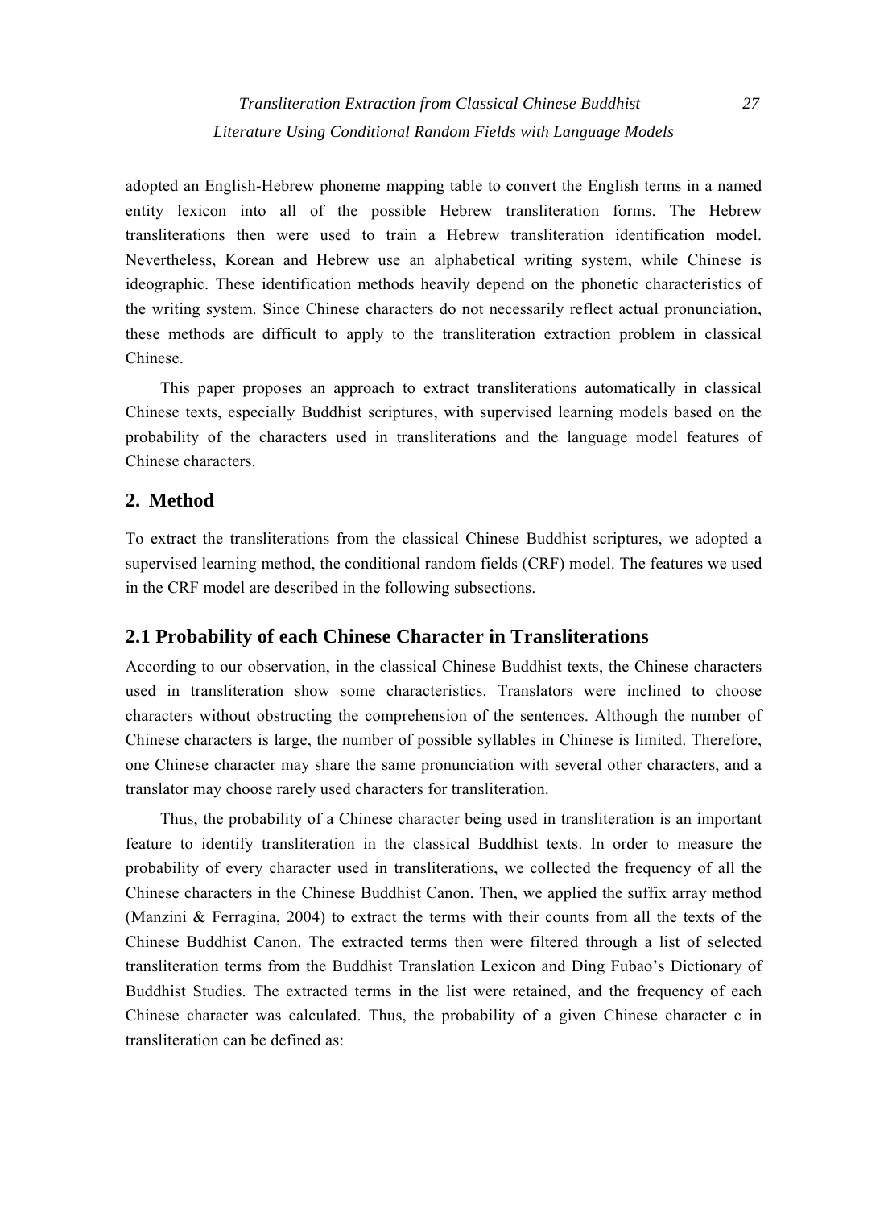adopted an English-Hebrew phoneme mapping table to convert the English terms in a named entity lexicon into all of the possible Hebrew transliteration forms. The Hebrew transliterations then were used to train a Hebrew transliteration identification model. Nevertheless, Korean and Hebrew use an alphabetical writing system, while Chinese is ideographic. These identification methods heavily depend on the phonetic characteristics of the writing system. Since Chinese characters do not necessarily reflect actual pronunciation, these methods are difficult to apply to the transliteration extraction problem in classical Chinese.

This paper proposes an approach to extract transliterations automatically in classical Chinese texts, especially Buddhist scriptures, with supervised learning models based on the probability of the characters used in transliterations and the language model features of Chinese characters.

## 2. Method

To extract the transliterations from the classical Chinese Buddhist scriptures, we adopted a supervised learning method, the conditional random fields (CRF) model. The features we used in the CRF model are described in the following subsections.

### 2.1 Probability of each Chinese Character in Transliterations

According to our observation, in the classical Chinese Buddhist texts, the Chinese characters used in transliteration show some characteristics. Translators were inclined to choose characters without obstructing the comprehension of the sentences. Although the number of Chinese characters is large, the number of possible syllables in Chinese is limited. Therefore, one Chinese character may share the same pronunciation with several other characters, and a translator may choose rarely used characters for transliteration.

Thus, the probability of a Chinese character being used in transliteration is an important feature to identify transliteration in the classical Buddhist texts. In order to measure the probability of every character used in transliterations, we collected the frequency of all the Chinese characters in the Chinese Buddhist Canon. Then, we applied the suffix array method (Manzini & Ferragina, 2004) to extract the terms with their counts from all the texts of the Chinese Buddhist Canon. The extracted terms then were filtered through a list of selected transliteration terms from the Buddhist Translation Lexicon and Ding Fubao's Dictionary of Buddhist Studies. The extracted terms in the list were retained, and the frequency of each Chinese character was calculated. Thus, the probability of a given Chinese character c in transliteration can be defined as: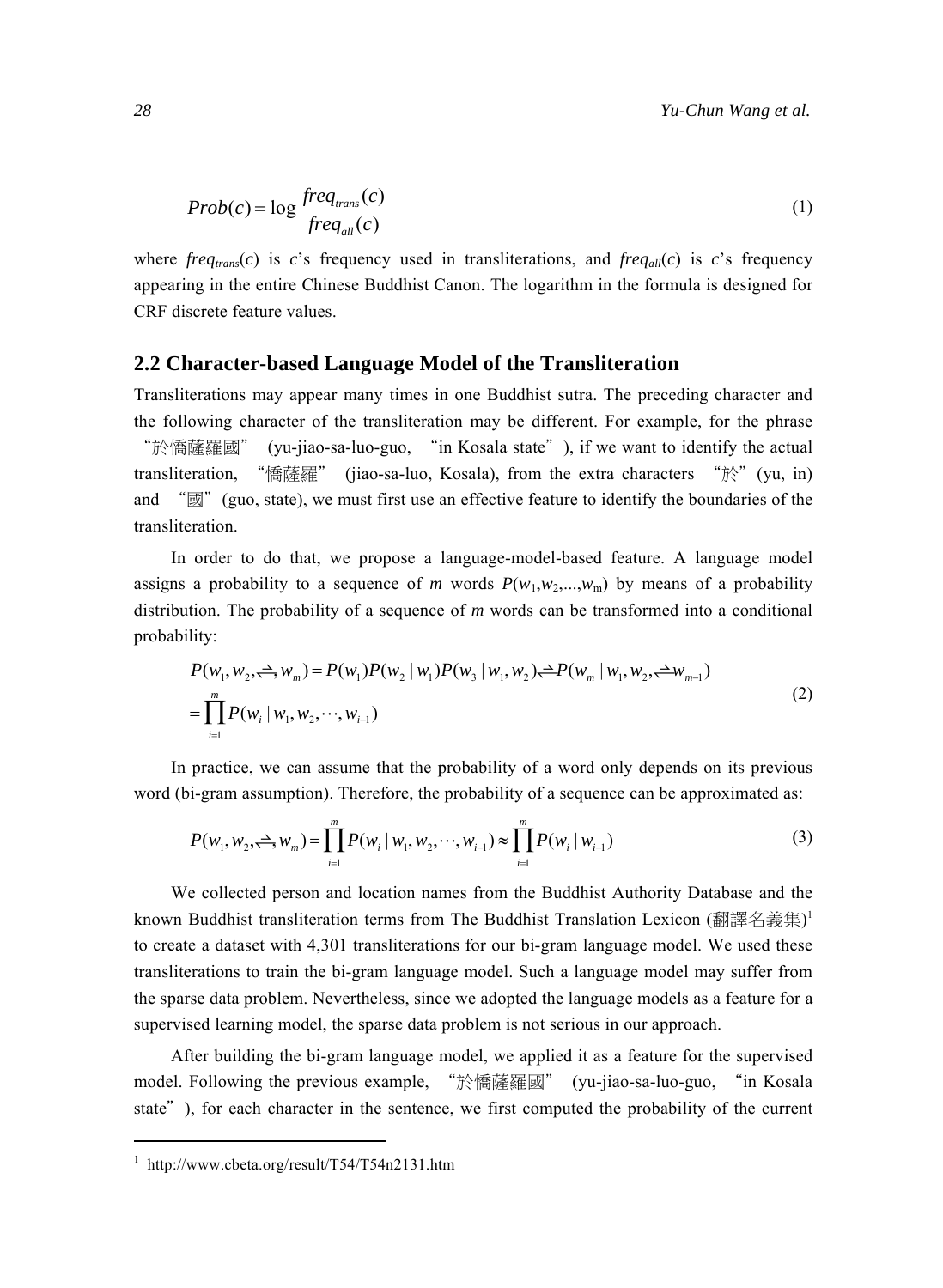$$Prob(c) = \log \frac{freq_{trans}(c)}{freq_{all}(c)} \tag{1}$$

where $freq_{trans}(c)$ is $c$'s frequency used in transliterations, and $freq_{all}(c)$ is $c$'s frequency appearing in the entire Chinese Buddhist Canon. The logarithm in the formula is designed for CRF discrete feature values.

## 2.2 Character-based Language Model of the Transliteration

Transliterations may appear many times in one Buddhist sutra. The preceding character and the following character of the transliteration may be different. For example, for the phrase "於憍薩羅國" (yu-jiao-sa-luo-guo, "in Kosala state"), if we want to identify the actual transliteration, "憍薩羅" (jiao-sa-luo, Kosala), from the extra characters "於" (yu, in) and "國" (guo, state), we must first use an effective feature to identify the boundaries of the transliteration.

In order to do that, we propose a language-model-based feature. A language model assigns a probability to a sequence of $m$ words $P(w_1, w_2, ..., w_m)$ by means of a probability distribution. The probability of a sequence of $m$ words can be transformed into a conditional probability:

$$\begin{aligned} P(w_1, w_2, \cdots, w_m) &= P(w_1)P(w_2 \mid w_1)P(w_3 \mid w_1, w_2)\cdots P(w_m \mid w_1, w_2, \cdots w_{m-1}) \\ &= \prod_{i=1}^{m} P(w_i \mid w_1, w_2, \cdots, w_{i-1}) \end{aligned} \tag{2}$$

In practice, we can assume that the probability of a word only depends on its previous word (bi-gram assumption). Therefore, the probability of a sequence can be approximated as:

$$P(w_1, w_2, \cdots, w_m) = \prod_{i=1}^{m} P(w_i \mid w_1, w_2, \cdots, w_{i-1}) \approx \prod_{i=1}^{m} P(w_i \mid w_{i-1}) \tag{3}$$

We collected person and location names from the Buddhist Authority Database and the known Buddhist transliteration terms from The Buddhist Translation Lexicon (翻譯名義集)[1] to create a dataset with 4,301 transliterations for our bi-gram language model. We used these transliterations to train the bi-gram language model. Such a language model may suffer from the sparse data problem. Nevertheless, since we adopted the language models as a feature for a supervised learning model, the sparse data problem is not serious in our approach.

After building the bi-gram language model, we applied it as a feature for the supervised model. Following the previous example, "於憍薩羅國" (yu-jiao-sa-luo-guo, "in Kosala state"), for each character in the sentence, we first computed the probability of the current

---

[1] http://www.cbeta.org/result/T54/T54n2131.htm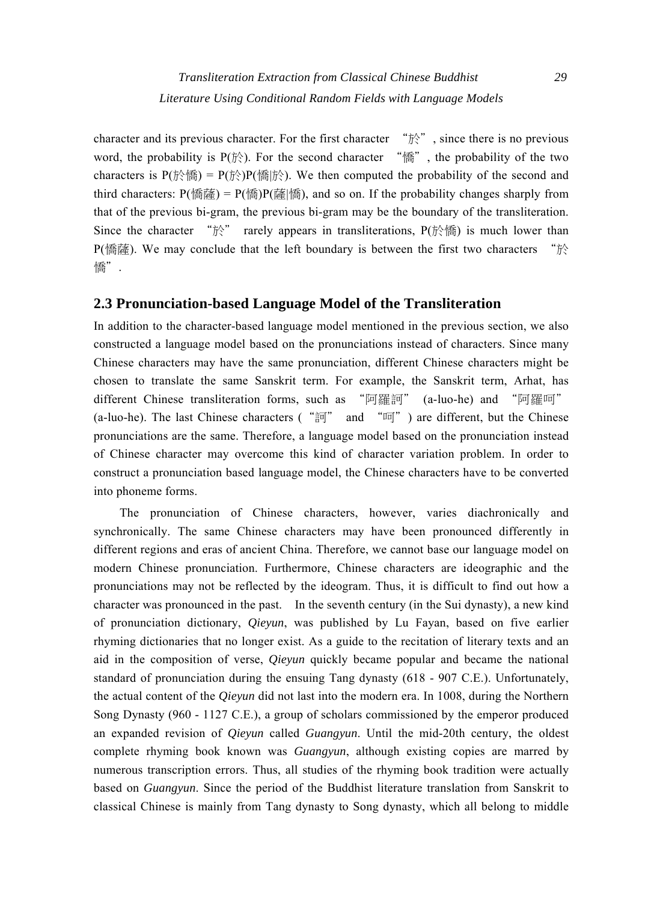character and its previous character. For the first character “於”, since there is no previous word, the probability is P(於). For the second character “憍”, the probability of the two characters is P(於憍) = P(於)P(憍|於). We then computed the probability of the second and third characters: P(憍薩) = P(憍)P(薩|憍), and so on. If the probability changes sharply from that of the previous bi-gram, the previous bi-gram may be the boundary of the transliteration. Since the character “於” rarely appears in transliterations, P(於憍) is much lower than P(憍薩). We may conclude that the left boundary is between the first two characters “於憍”.

## 2.3 Pronunciation-based Language Model of the Transliteration

In addition to the character-based language model mentioned in the previous section, we also constructed a language model based on the pronunciations instead of characters. Since many Chinese characters may have the same pronunciation, different Chinese characters might be chosen to translate the same Sanskrit term. For example, the Sanskrit term, Arhat, has different Chinese transliteration forms, such as “阿羅訶” (a-luo-he) and “阿羅呵” (a-luo-he). The last Chinese characters (“訶” and “呵”) are different, but the Chinese pronunciations are the same. Therefore, a language model based on the pronunciation instead of Chinese character may overcome this kind of character variation problem. In order to construct a pronunciation based language model, the Chinese characters have to be converted into phoneme forms.

The pronunciation of Chinese characters, however, varies diachronically and synchronically. The same Chinese characters may have been pronounced differently in different regions and eras of ancient China. Therefore, we cannot base our language model on modern Chinese pronunciation. Furthermore, Chinese characters are ideographic and the pronunciations may not be reflected by the ideogram. Thus, it is difficult to find out how a character was pronounced in the past. In the seventh century (in the Sui dynasty), a new kind of pronunciation dictionary, *Qieyun*, was published by Lu Fayan, based on five earlier rhyming dictionaries that no longer exist. As a guide to the recitation of literary texts and an aid in the composition of verse, *Qieyun* quickly became popular and became the national standard of pronunciation during the ensuing Tang dynasty (618 - 907 C.E.). Unfortunately, the actual content of the *Qieyun* did not last into the modern era. In 1008, during the Northern Song Dynasty (960 - 1127 C.E.), a group of scholars commissioned by the emperor produced an expanded revision of *Qieyun* called *Guangyun*. Until the mid-20th century, the oldest complete rhyming book known was *Guangyun*, although existing copies are marred by numerous transcription errors. Thus, all studies of the rhyming book tradition were actually based on *Guangyun*. Since the period of the Buddhist literature translation from Sanskrit to classical Chinese is mainly from Tang dynasty to Song dynasty, which all belong to middle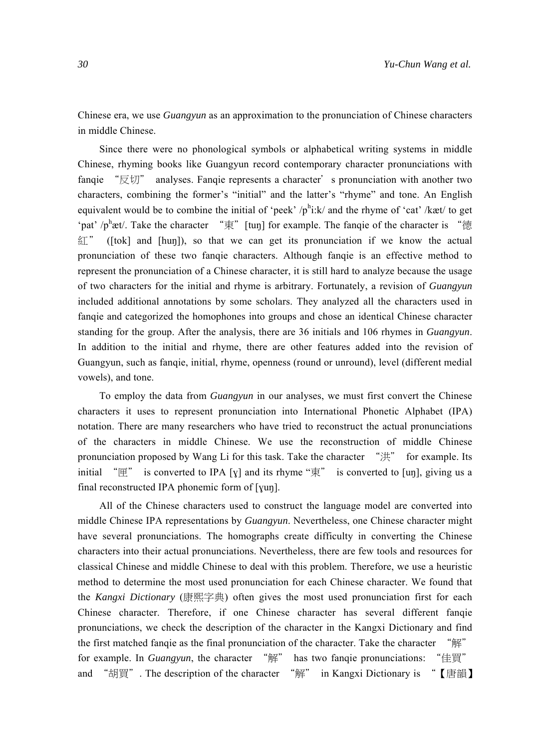Chinese era, we use *Guangyun* as an approximation to the pronunciation of Chinese characters in middle Chinese.

Since there were no phonological symbols or alphabetical writing systems in middle Chinese, rhyming books like Guangyun record contemporary character pronunciations with fanqie "反切" analyses. Fanqie represents a character's pronunciation with another two characters, combining the former's "initial" and the latter's "rhyme" and tone. An English equivalent would be to combine the initial of 'peek' /pʰi:k/ and the rhyme of 'cat' /kæt/ to get 'pat' /pʰæt/. Take the character "東"[tuŋ] for example. The fanqie of the character is "德紅" ([tok] and [huŋ]), so that we can get its pronunciation if we know the actual pronunciation of these two fanqie characters. Although fanqie is an effective method to represent the pronunciation of a Chinese character, it is still hard to analyze because the usage of two characters for the initial and rhyme is arbitrary. Fortunately, a revision of *Guangyun* included additional annotations by some scholars. They analyzed all the characters used in fanqie and categorized the homophones into groups and chose an identical Chinese character standing for the group. After the analysis, there are 36 initials and 106 rhymes in *Guangyun*. In addition to the initial and rhyme, there are other features added into the revision of Guangyun, such as fanqie, initial, rhyme, openness (round or unround), level (different medial vowels), and tone.

To employ the data from *Guangyun* in our analyses, we must first convert the Chinese characters it uses to represent pronunciation into International Phonetic Alphabet (IPA) notation. There are many researchers who have tried to reconstruct the actual pronunciations of the characters in middle Chinese. We use the reconstruction of middle Chinese pronunciation proposed by Wang Li for this task. Take the character "洪" for example. Its initial "匣" is converted to IPA [ɣ] and its rhyme "東" is converted to [uŋ], giving us a final reconstructed IPA phonemic form of [ɣuŋ].

All of the Chinese characters used to construct the language model are converted into middle Chinese IPA representations by *Guangyun*. Nevertheless, one Chinese character might have several pronunciations. The homographs create difficulty in converting the Chinese characters into their actual pronunciations. Nevertheless, there are few tools and resources for classical Chinese and middle Chinese to deal with this problem. Therefore, we use a heuristic method to determine the most used pronunciation for each Chinese character. We found that the *Kangxi Dictionary* (康熙字典) often gives the most used pronunciation first for each Chinese character. Therefore, if one Chinese character has several different fanqie pronunciations, we check the description of the character in the Kangxi Dictionary and find the first matched fanqie as the final pronunciation of the character. Take the character "解" for example. In *Guangyun*, the character "解" has two fanqie pronunciations: "佳買" and "胡買". The description of the character "解" in Kangxi Dictionary is "【唐韻】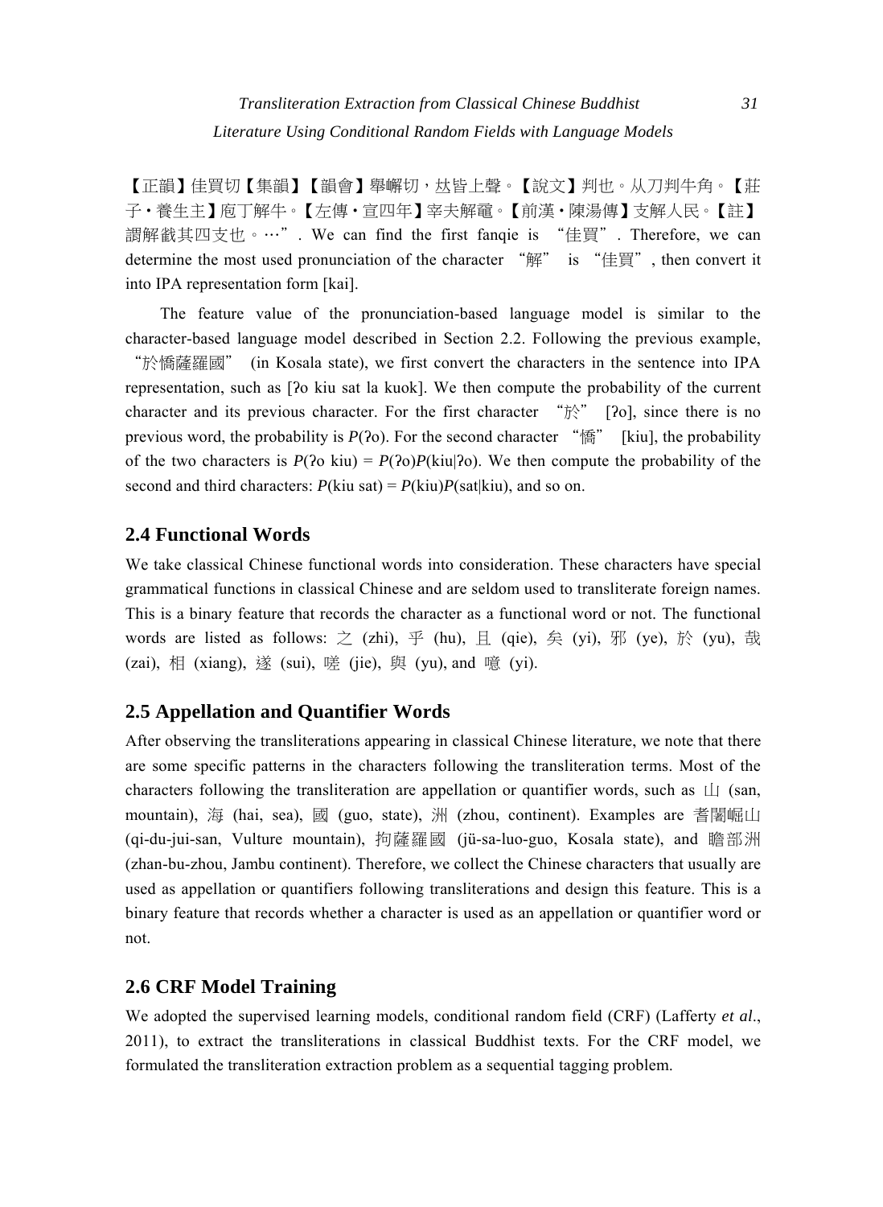【正韻】佳買切【集韻】【韻會】舉嶰切，𠀤皆上聲。【說文】判也。从刀判牛角。【莊子•養生主】庖丁解牛。【左傳•宣四年】宰夫解黿。【前漢•陳湯傳】支解人民。【註】謂解截其四支也。…". We can find the first fanqie is "佳買". Therefore, we can determine the most used pronunciation of the character "解" is "佳買", then convert it into IPA representation form [kai].

The feature value of the pronunciation-based language model is similar to the character-based language model described in Section 2.2. Following the previous example, "於憍薩羅國" (in Kosala state), we first convert the characters in the sentence into IPA representation, such as [ʔo kiu sat la kuok]. We then compute the probability of the current character and its previous character. For the first character "於" [ʔo], since there is no previous word, the probability is $P$(ʔo). For the second character "憍" [kiu], the probability of the two characters is $P$(ʔo kiu) = $P$(ʔo)$P$(kiu|ʔo). We then compute the probability of the second and third characters: $P$(kiu sat) = $P$(kiu)$P$(sat|kiu), and so on.

## 2.4 Functional Words

We take classical Chinese functional words into consideration. These characters have special grammatical functions in classical Chinese and are seldom used to transliterate foreign names. This is a binary feature that records the character as a functional word or not. The functional words are listed as follows: 之 (zhi), 乎 (hu), 且 (qie), 矣 (yi), 邪 (ye), 於 (yu), 哉 (zai), 相 (xiang), 遂 (sui), 嗟 (jie), 與 (yu), and 噫 (yi).

## 2.5 Appellation and Quantifier Words

After observing the transliterations appearing in classical Chinese literature, we note that there are some specific patterns in the characters following the transliteration terms. Most of the characters following the transliteration are appellation or quantifier words, such as 山 (san, mountain), 海 (hai, sea), 國 (guo, state), 洲 (zhou, continent). Examples are 耆闍崛山 (qi-du-jui-san, Vulture mountain), 拘薩羅國 (jü-sa-luo-guo, Kosala state), and 瞻部洲 (zhan-bu-zhou, Jambu continent). Therefore, we collect the Chinese characters that usually are used as appellation or quantifiers following transliterations and design this feature. This is a binary feature that records whether a character is used as an appellation or quantifier word or not.

## 2.6 CRF Model Training

We adopted the supervised learning models, conditional random field (CRF) (Lafferty *et al*., 2011), to extract the transliterations in classical Buddhist texts. For the CRF model, we formulated the transliteration extraction problem as a sequential tagging problem.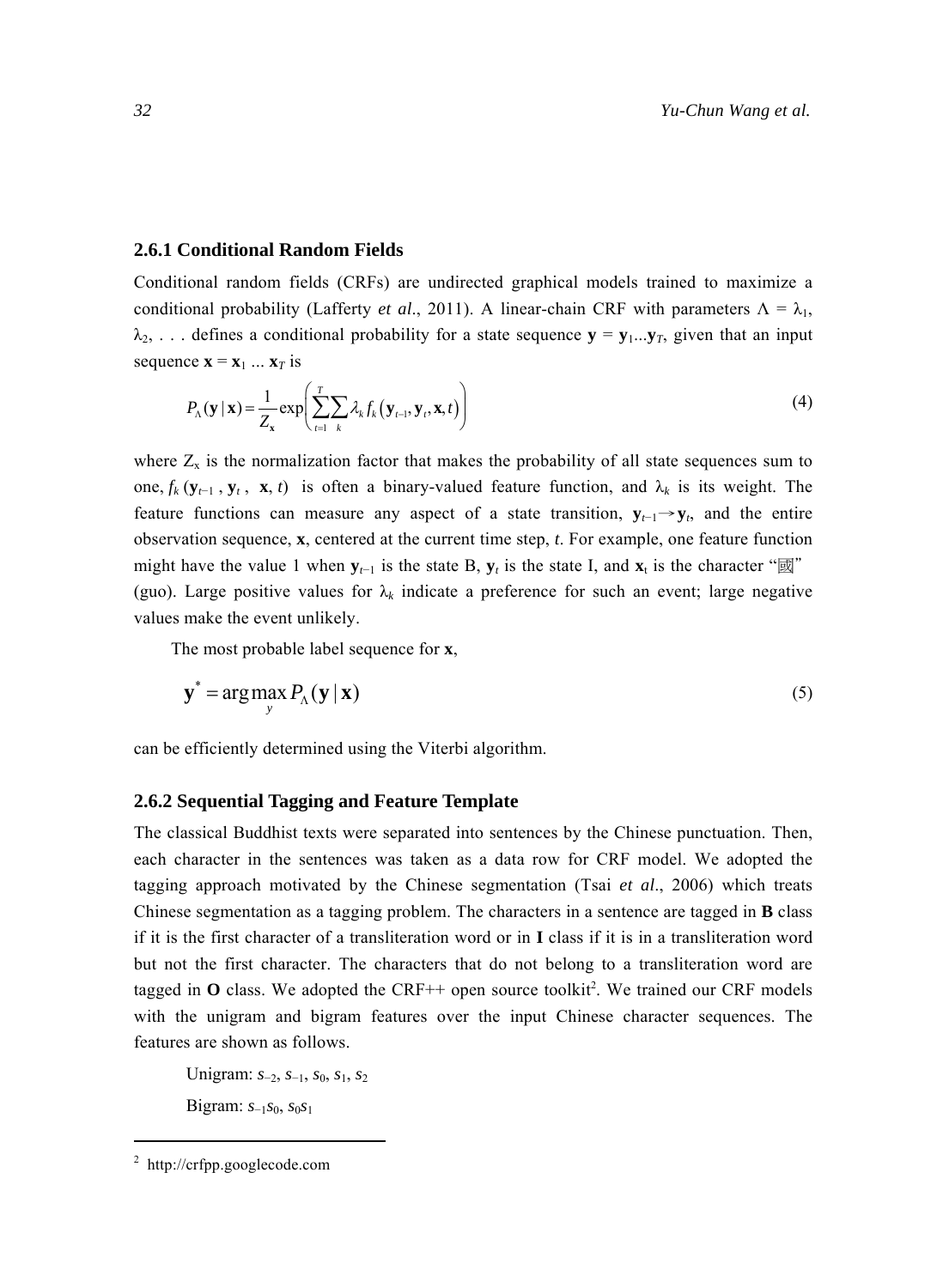### 2.6.1 Conditional Random Fields

Conditional random fields (CRFs) are undirected graphical models trained to maximize a conditional probability (Lafferty *et al*., 2011). A linear-chain CRF with parameters $\Lambda = \lambda_1, \lambda_2, \ldots$ defines a conditional probability for a state sequence $\mathbf{y} = \mathbf{y}_1 \ldots \mathbf{y}_T$, given that an input sequence $\mathbf{x} = \mathbf{x}_1 \ldots \mathbf{x}_T$ is

$$P_\Lambda(\mathbf{y} \mid \mathbf{x}) = \frac{1}{Z_\mathbf{x}} \exp\left(\sum_{t=1}^{T} \sum_{k} \lambda_k f_k\left(\mathbf{y}_{t-1}, \mathbf{y}_t, \mathbf{x}, t\right)\right) \tag{4}$$

where $Z_x$ is the normalization factor that makes the probability of all state sequences sum to one, $f_k(\mathbf{y}_{t-1}, \mathbf{y}_t, \mathbf{x}, t)$ is often a binary-valued feature function, and $\lambda_k$ is its weight. The feature functions can measure any aspect of a state transition, $\mathbf{y}_{t-1} \rightarrow \mathbf{y}_t$, and the entire observation sequence, $\mathbf{x}$, centered at the current time step, $t$. For example, one feature function might have the value 1 when $\mathbf{y}_{t-1}$ is the state B, $\mathbf{y}_t$ is the state I, and $\mathbf{x}_t$ is the character "國" (guo). Large positive values for $\lambda_k$ indicate a preference for such an event; large negative values make the event unlikely.

The most probable label sequence for $\mathbf{x}$,

$$\mathbf{y}^* = \arg\max_{y} P_\Lambda(\mathbf{y} \mid \mathbf{x}) \tag{5}$$

can be efficiently determined using the Viterbi algorithm.

### 2.6.2 Sequential Tagging and Feature Template

The classical Buddhist texts were separated into sentences by the Chinese punctuation. Then, each character in the sentences was taken as a data row for CRF model. We adopted the tagging approach motivated by the Chinese segmentation (Tsai *et al*., 2006) which treats Chinese segmentation as a tagging problem. The characters in a sentence are tagged in **B** class if it is the first character of a transliteration word or in **I** class if it is in a transliteration word but not the first character. The characters that do not belong to a transliteration word are tagged in **O** class. We adopted the CRF++ open source toolkit[2]. We trained our CRF models with the unigram and bigram features over the input Chinese character sequences. The features are shown as follows.

Unigram: $s_{-2}$, $s_{-1}$, $s_0$, $s_1$, $s_2$

Bigram: $s_{-1}s_0$, $s_0s_1$

---

[2] http://crfpp.googlecode.com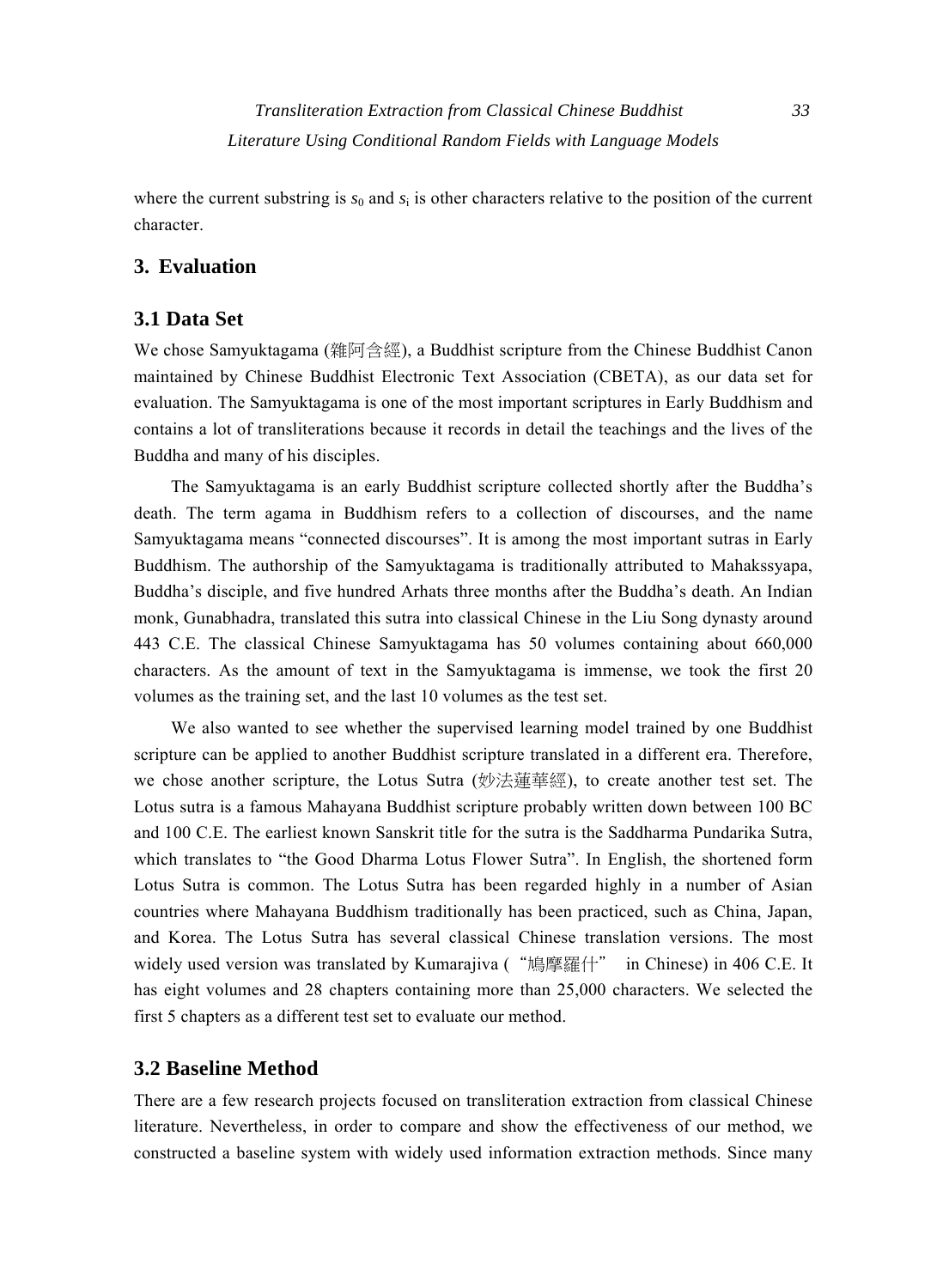where the current substring is $s_0$ and $s_i$ is other characters relative to the position of the current character.

## 3. Evaluation

### 3.1 Data Set

We chose Samyuktagama (雜阿含經), a Buddhist scripture from the Chinese Buddhist Canon maintained by Chinese Buddhist Electronic Text Association (CBETA), as our data set for evaluation. The Samyuktagama is one of the most important scriptures in Early Buddhism and contains a lot of transliterations because it records in detail the teachings and the lives of the Buddha and many of his disciples.

The Samyuktagama is an early Buddhist scripture collected shortly after the Buddha's death. The term agama in Buddhism refers to a collection of discourses, and the name Samyuktagama means "connected discourses". It is among the most important sutras in Early Buddhism. The authorship of the Samyuktagama is traditionally attributed to Mahakssyapa, Buddha's disciple, and five hundred Arhats three months after the Buddha's death. An Indian monk, Gunabhadra, translated this sutra into classical Chinese in the Liu Song dynasty around 443 C.E. The classical Chinese Samyuktagama has 50 volumes containing about 660,000 characters. As the amount of text in the Samyuktagama is immense, we took the first 20 volumes as the training set, and the last 10 volumes as the test set.

We also wanted to see whether the supervised learning model trained by one Buddhist scripture can be applied to another Buddhist scripture translated in a different era. Therefore, we chose another scripture, the Lotus Sutra (妙法蓮華經), to create another test set. The Lotus sutra is a famous Mahayana Buddhist scripture probably written down between 100 BC and 100 C.E. The earliest known Sanskrit title for the sutra is the Saddharma Pundarika Sutra, which translates to "the Good Dharma Lotus Flower Sutra". In English, the shortened form Lotus Sutra is common. The Lotus Sutra has been regarded highly in a number of Asian countries where Mahayana Buddhism traditionally has been practiced, such as China, Japan, and Korea. The Lotus Sutra has several classical Chinese translation versions. The most widely used version was translated by Kumarajiva ("鳩摩羅什" in Chinese) in 406 C.E. It has eight volumes and 28 chapters containing more than 25,000 characters. We selected the first 5 chapters as a different test set to evaluate our method.

### 3.2 Baseline Method

There are a few research projects focused on transliteration extraction from classical Chinese literature. Nevertheless, in order to compare and show the effectiveness of our method, we constructed a baseline system with widely used information extraction methods. Since many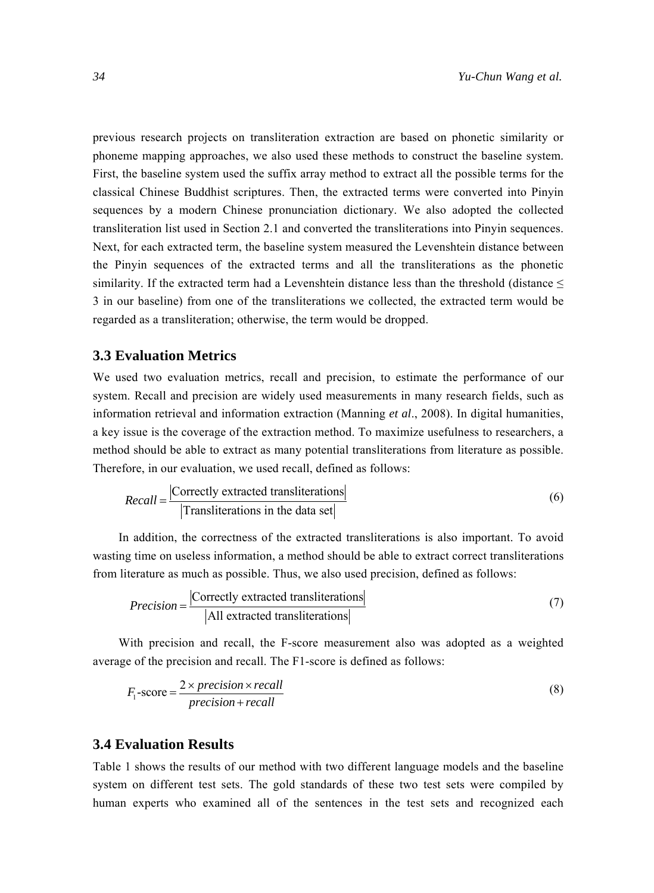previous research projects on transliteration extraction are based on phonetic similarity or phoneme mapping approaches, we also used these methods to construct the baseline system. First, the baseline system used the suffix array method to extract all the possible terms for the classical Chinese Buddhist scriptures. Then, the extracted terms were converted into Pinyin sequences by a modern Chinese pronunciation dictionary. We also adopted the collected transliteration list used in Section 2.1 and converted the transliterations into Pinyin sequences. Next, for each extracted term, the baseline system measured the Levenshtein distance between the Pinyin sequences of the extracted terms and all the transliterations as the phonetic similarity. If the extracted term had a Levenshtein distance less than the threshold (distance ≤ 3 in our baseline) from one of the transliterations we collected, the extracted term would be regarded as a transliteration; otherwise, the term would be dropped.

### 3.3 Evaluation Metrics

We used two evaluation metrics, recall and precision, to estimate the performance of our system. Recall and precision are widely used measurements in many research fields, such as information retrieval and information extraction (Manning *et al*., 2008). In digital humanities, a key issue is the coverage of the extraction method. To maximize usefulness to researchers, a method should be able to extract as many potential transliterations from literature as possible. Therefore, in our evaluation, we used recall, defined as follows:

$$Recall = \frac{|\text{Correctly extracted transliterations}|}{|\text{Transliterations in the data set}|} \tag{6}$$

In addition, the correctness of the extracted transliterations is also important. To avoid wasting time on useless information, a method should be able to extract correct transliterations from literature as much as possible. Thus, we also used precision, defined as follows:

$$Precision = \frac{|\text{Correctly extracted transliterations}|}{|\text{All extracted transliterations}|} \tag{7}$$

With precision and recall, the F-score measurement also was adopted as a weighted average of the precision and recall. The F1-score is defined as follows:

$$F_1\text{-score} = \frac{2 \times precision \times recall}{precision + recall} \tag{8}$$

### 3.4 Evaluation Results

Table 1 shows the results of our method with two different language models and the baseline system on different test sets. The gold standards of these two test sets were compiled by human experts who examined all of the sentences in the test sets and recognized each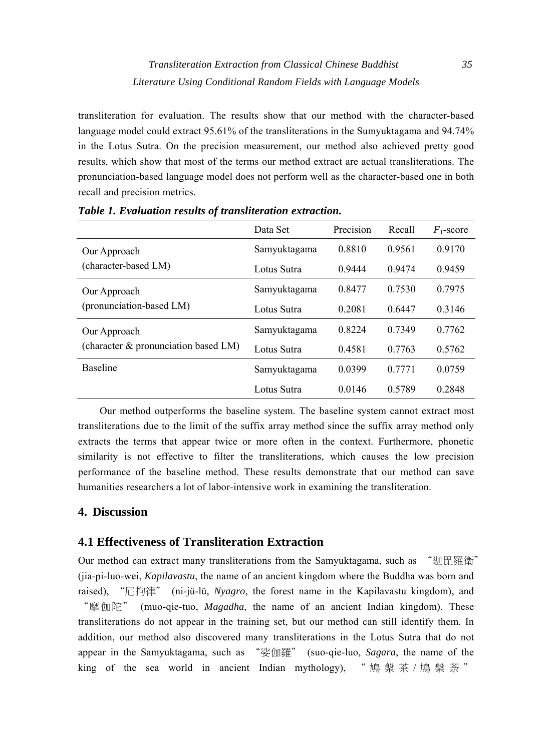transliteration for evaluation. The results show that our method with the character-based language model could extract 95.61% of the transliterations in the Sumyuktagama and 94.74% in the Lotus Sutra. On the precision measurement, our method also achieved pretty good results, which show that most of the terms our method extract are actual transliterations. The pronunciation-based language model does not perform well as the character-based one in both recall and precision metrics.

***Table 1. Evaluation results of transliteration extraction.***

| | Data Set | Precision | Recall | $F_1$-score |
|---|---|---|---|---|
| Our Approach (character-based LM) | Samyuktagama | 0.8810 | 0.9561 | 0.9170 |
| | Lotus Sutra | 0.9444 | 0.9474 | 0.9459 |
| Our Approach (pronunciation-based LM) | Samyuktagama | 0.8477 | 0.7530 | 0.7975 |
| | Lotus Sutra | 0.2081 | 0.6447 | 0.3146 |
| Our Approach (character & pronunciation based LM) | Samyuktagama | 0.8224 | 0.7349 | 0.7762 |
| | Lotus Sutra | 0.4581 | 0.7763 | 0.5762 |
| Baseline | Samyuktagama | 0.0399 | 0.7771 | 0.0759 |
| | Lotus Sutra | 0.0146 | 0.5789 | 0.2848 |

Our method outperforms the baseline system. The baseline system cannot extract most transliterations due to the limit of the suffix array method since the suffix array method only extracts the terms that appear twice or more often in the context. Furthermore, phonetic similarity is not effective to filter the transliterations, which causes the low precision performance of the baseline method. These results demonstrate that our method can save humanities researchers a lot of labor-intensive work in examining the transliteration.

## 4. Discussion

### 4.1 Effectiveness of Transliteration Extraction

Our method can extract many transliterations from the Samyuktagama, such as "迦毘羅衛" (jia-pi-luo-wei, *Kapilavastu*, the name of an ancient kingdom where the Buddha was born and raised), "尼拘律" (ni-jü-lü, *Nyagro*, the forest name in the Kapilavastu kingdom), and "摩伽陀" (muo-qie-tuo, *Magadha*, the name of an ancient Indian kingdom). These transliterations do not appear in the training set, but our method can still identify them. In addition, our method also discovered many transliterations in the Lotus Sutra that do not appear in the Samyuktagama, such as "娑伽羅" (suo-qie-luo, *Sagara*, the name of the king of the sea world in ancient Indian mythology), "鳩槃茶/鳩槃荼"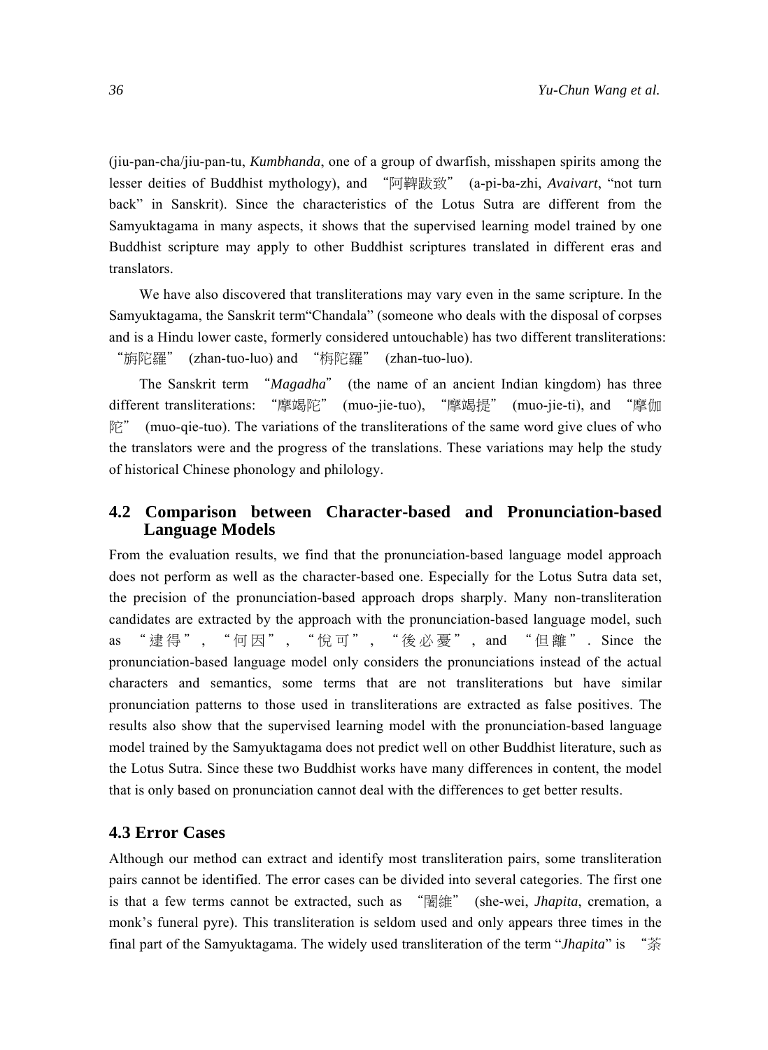(jiu-pan-cha/jiu-pan-tu, *Kumbhanda*, one of a group of dwarfish, misshapen spirits among the lesser deities of Buddhist mythology), and “阿鞞跋致” (a-pi-ba-zhi, *Avaivart*, “not turn back” in Sanskrit). Since the characteristics of the Lotus Sutra are different from the Samyuktagama in many aspects, it shows that the supervised learning model trained by one Buddhist scripture may apply to other Buddhist scriptures translated in different eras and translators.

We have also discovered that transliterations may vary even in the same scripture. In the Samyuktagama, the Sanskrit term“Chandala” (someone who deals with the disposal of corpses and is a Hindu lower caste, formerly considered untouchable) has two different transliterations: “旃陀羅” (zhan-tuo-luo) and “栴陀羅” (zhan-tuo-luo).

The Sanskrit term “*Magadha*” (the name of an ancient Indian kingdom) has three different transliterations: “摩竭陀” (muo-jie-tuo), “摩竭提” (muo-jie-ti), and “摩伽陀” (muo-qie-tuo). The variations of the transliterations of the same word give clues of who the translators were and the progress of the translations. These variations may help the study of historical Chinese phonology and philology.

## 4.2 Comparison between Character-based and Pronunciation-based Language Models

From the evaluation results, we find that the pronunciation-based language model approach does not perform as well as the character-based one. Especially for the Lotus Sutra data set, the precision of the pronunciation-based approach drops sharply. Many non-transliteration candidates are extracted by the approach with the pronunciation-based language model, such as “逮得”, “何因”, “悅可”, “後必憂”, and “但離”. Since the pronunciation-based language model only considers the pronunciations instead of the actual characters and semantics, some terms that are not transliterations but have similar pronunciation patterns to those used in transliterations are extracted as false positives. The results also show that the supervised learning model with the pronunciation-based language model trained by the Samyuktagama does not predict well on other Buddhist literature, such as the Lotus Sutra. Since these two Buddhist works have many differences in content, the model that is only based on pronunciation cannot deal with the differences to get better results.

## 4.3 Error Cases

Although our method can extract and identify most transliteration pairs, some transliteration pairs cannot be identified. The error cases can be divided into several categories. The first one is that a few terms cannot be extracted, such as “闍維” (she-wei, *Jhapita*, cremation, a monk’s funeral pyre). This transliteration is seldom used and only appears three times in the final part of the Samyuktagama. The widely used transliteration of the term “*Jhapita*” is “荼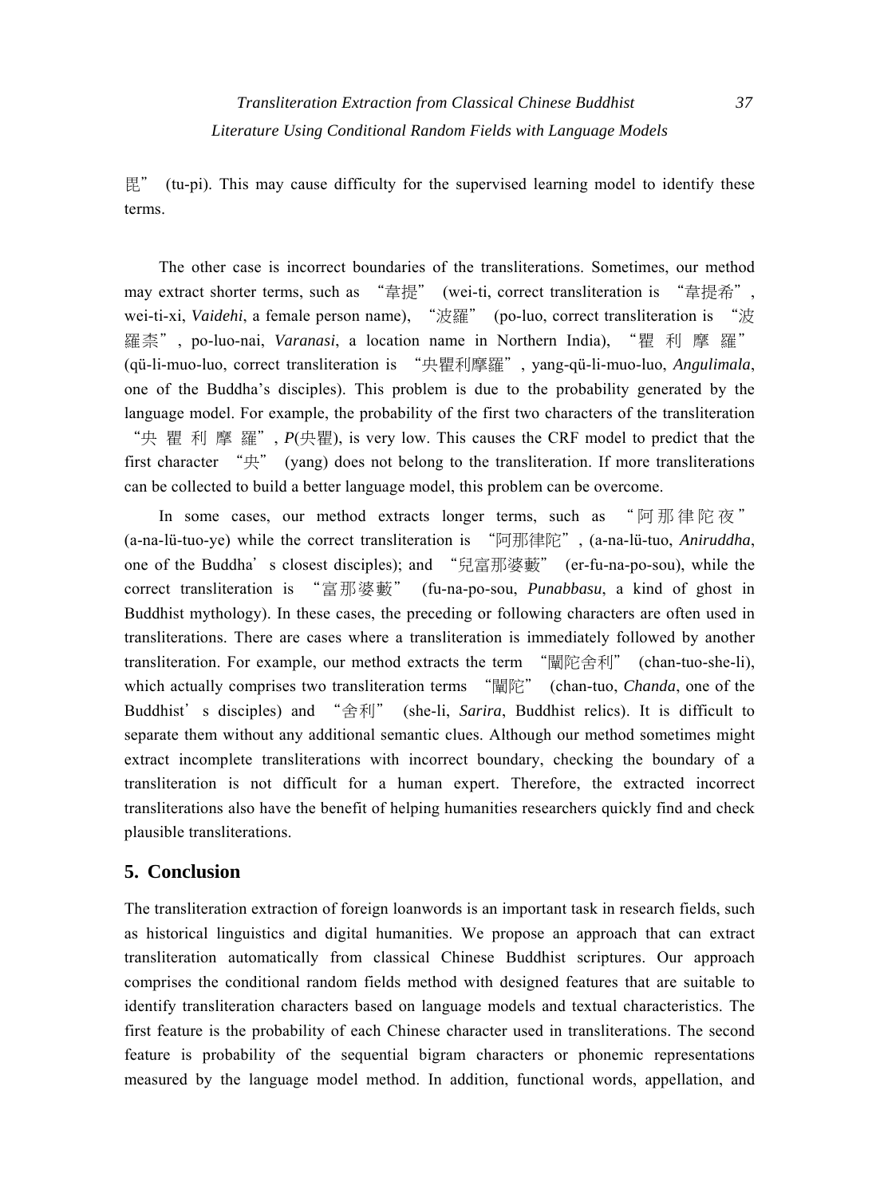毘” (tu-pi). This may cause difficulty for the supervised learning model to identify these terms.

The other case is incorrect boundaries of the transliterations. Sometimes, our method may extract shorter terms, such as “韋提” (wei-ti, correct transliteration is “韋提希”, wei-ti-xi, *Vaidehi*, a female person name), “波羅” (po-luo, correct transliteration is “波羅柰”, po-luo-nai, *Varanasi*, a location name in Northern India), “瞿利摩羅” (qü-li-muo-luo, correct transliteration is “央瞿利摩羅”, yang-qü-li-muo-luo, *Angulimala*, one of the Buddha’s disciples). This problem is due to the probability generated by the language model. For example, the probability of the first two characters of the transliteration “央瞿利摩羅”, *P*(央瞿), is very low. This causes the CRF model to predict that the first character “央” (yang) does not belong to the transliteration. If more transliterations can be collected to build a better language model, this problem can be overcome.

In some cases, our method extracts longer terms, such as “阿那律陀夜” (a-na-lü-tuo-ye) while the correct transliteration is “阿那律陀”, (a-na-lü-tuo, *Aniruddha*, one of the Buddha’s closest disciples); and “兒富那婆藪” (er-fu-na-po-sou), while the correct transliteration is “富那婆藪” (fu-na-po-sou, *Punabbasu*, a kind of ghost in Buddhist mythology). In these cases, the preceding or following characters are often used in transliterations. There are cases where a transliteration is immediately followed by another transliteration. For example, our method extracts the term “闡陀舍利” (chan-tuo-she-li), which actually comprises two transliteration terms “闡陀” (chan-tuo, *Chanda*, one of the Buddhist’s disciples) and “舍利” (she-li, *Sarira*, Buddhist relics). It is difficult to separate them without any additional semantic clues. Although our method sometimes might extract incomplete transliterations with incorrect boundary, checking the boundary of a transliteration is not difficult for a human expert. Therefore, the extracted incorrect transliterations also have the benefit of helping humanities researchers quickly find and check plausible transliterations.

## 5. Conclusion

The transliteration extraction of foreign loanwords is an important task in research fields, such as historical linguistics and digital humanities. We propose an approach that can extract transliteration automatically from classical Chinese Buddhist scriptures. Our approach comprises the conditional random fields method with designed features that are suitable to identify transliteration characters based on language models and textual characteristics. The first feature is the probability of each Chinese character used in transliterations. The second feature is probability of the sequential bigram characters or phonemic representations measured by the language model method. In addition, functional words, appellation, and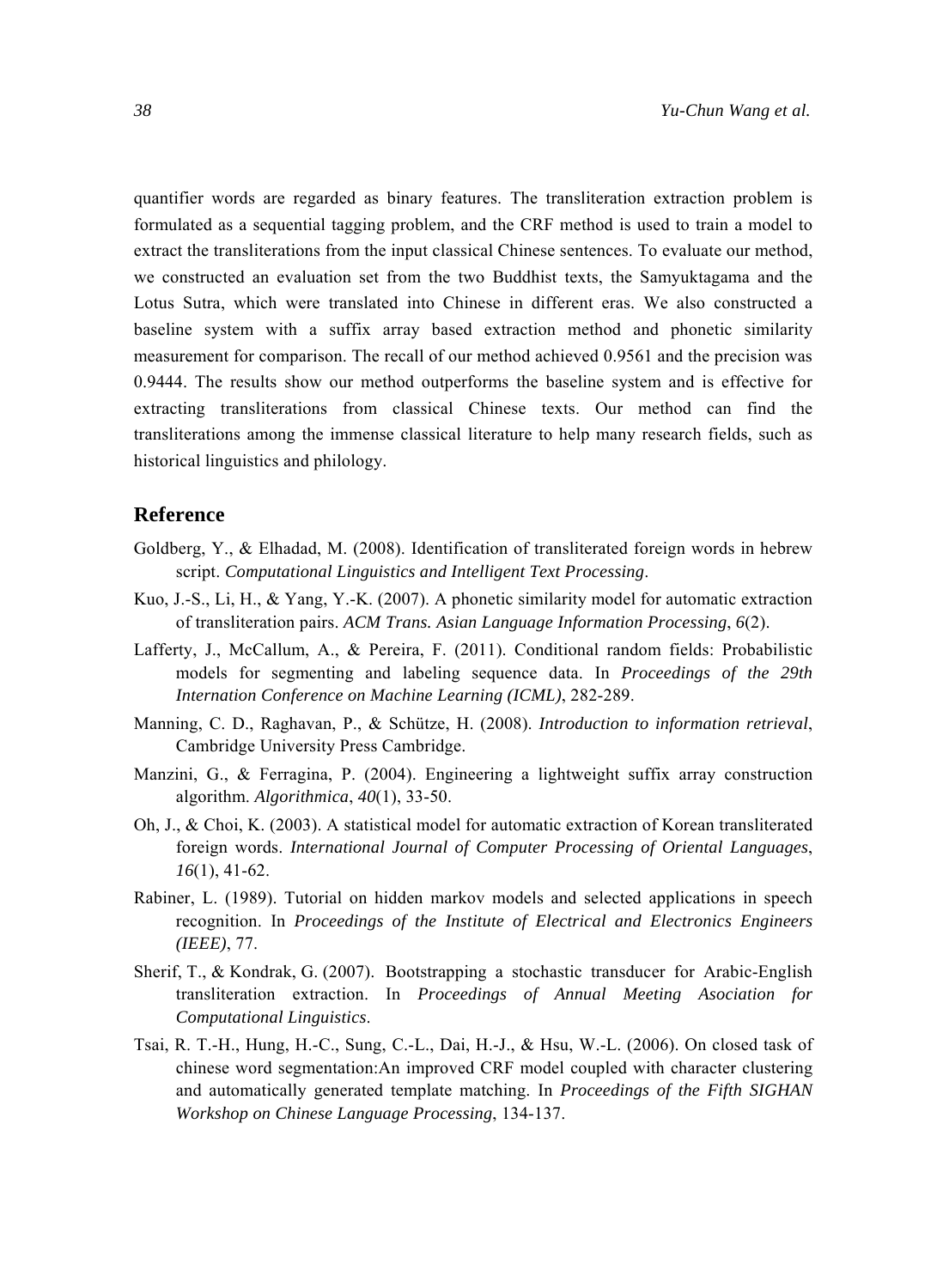quantifier words are regarded as binary features. The transliteration extraction problem is formulated as a sequential tagging problem, and the CRF method is used to train a model to extract the transliterations from the input classical Chinese sentences. To evaluate our method, we constructed an evaluation set from the two Buddhist texts, the Samyuktagama and the Lotus Sutra, which were translated into Chinese in different eras. We also constructed a baseline system with a suffix array based extraction method and phonetic similarity measurement for comparison. The recall of our method achieved 0.9561 and the precision was 0.9444. The results show our method outperforms the baseline system and is effective for extracting transliterations from classical Chinese texts. Our method can find the transliterations among the immense classical literature to help many research fields, such as historical linguistics and philology.

## Reference

Goldberg, Y., & Elhadad, M. (2008). Identification of transliterated foreign words in hebrew script. *Computational Linguistics and Intelligent Text Processing*.

Kuo, J.-S., Li, H., & Yang, Y.-K. (2007). A phonetic similarity model for automatic extraction of transliteration pairs. *ACM Trans. Asian Language Information Processing*, *6*(2).

Lafferty, J., McCallum, A., & Pereira, F. (2011). Conditional random fields: Probabilistic models for segmenting and labeling sequence data. In *Proceedings of the 29th Internation Conference on Machine Learning (ICML)*, 282-289.

Manning, C. D., Raghavan, P., & Schütze, H. (2008). *Introduction to information retrieval*, Cambridge University Press Cambridge.

Manzini, G., & Ferragina, P. (2004). Engineering a lightweight suffix array construction algorithm. *Algorithmica*, *40*(1), 33-50.

Oh, J., & Choi, K. (2003). A statistical model for automatic extraction of Korean transliterated foreign words. *International Journal of Computer Processing of Oriental Languages*, *16*(1), 41-62.

Rabiner, L. (1989). Tutorial on hidden markov models and selected applications in speech recognition. In *Proceedings of the Institute of Electrical and Electronics Engineers (IEEE)*, 77.

Sherif, T., & Kondrak, G. (2007). Bootstrapping a stochastic transducer for Arabic-English transliteration extraction. In *Proceedings of Annual Meeting Asociation for Computational Linguistics*.

Tsai, R. T.-H., Hung, H.-C., Sung, C.-L., Dai, H.-J., & Hsu, W.-L. (2006). On closed task of chinese word segmentation:An improved CRF model coupled with character clustering and automatically generated template matching. In *Proceedings of the Fifth SIGHAN Workshop on Chinese Language Processing*, 134-137.